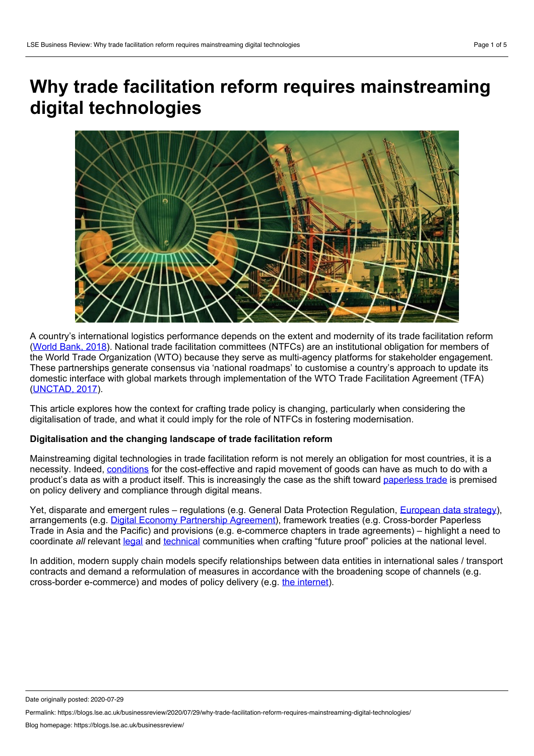# Why trade facilitation reform requires mainstreaming digital technologies

A country's international logistics performance depends on the extent and modernity of its trade facilitation reform (World Bank, 2018). National trade facilitation committees (NTFCs) are an institutional obligation for members of the World Trade Organization (WTO) because they serve as multi-agency platforms for stakeholder engagement. These partnerships generate consensus via 'national roadmaps' to customise a country's approach to update its domestic interface with global markets through implementation of the WTO Trade Facilitation Agreement (TFA) (UNCTAD, 2017).

This article explores how the context for crafting trade policy is changing, particularly when considering the digitalisation of trade, and what it could imply for the role of NTFCs in fostering modernisation.

**Digitalisation and the changing landscape of trade facilitation reform**

Mainstreaming digital technologies in trade facilitation reform is not merely an obligation for most countries, it is a necessity. Indeed, conditions for the cost-effective and rapid movement of goods can have as much to do with a product's data as with a product itself. This is increasingly the case as the shift toward paperless trade is premised on policy delivery and compliance through digital means.

Yet, disparate and emergent rules – regulations (e.g. General Data Protection Regulation, European data strategy), arrangements (e.g. Digital Economy Partnership Agreement), framework treaties (e.g. Cross-border Paperless Trade in Asia and the Pacific) and provisions (e.g. e-commerce chapters in trade agreements) – highlight a need to coordinate *all* relevant legal and technical communities when crafting "future proof" policies at the national level.

In addition, modern supply chain models specify relationships between data entities in international sales / transport contracts and demand a reformulation of measures in accordance with the broadening scope of channels (e.g. cross-border e-commerce) and modes of policy delivery (e.g. the internet).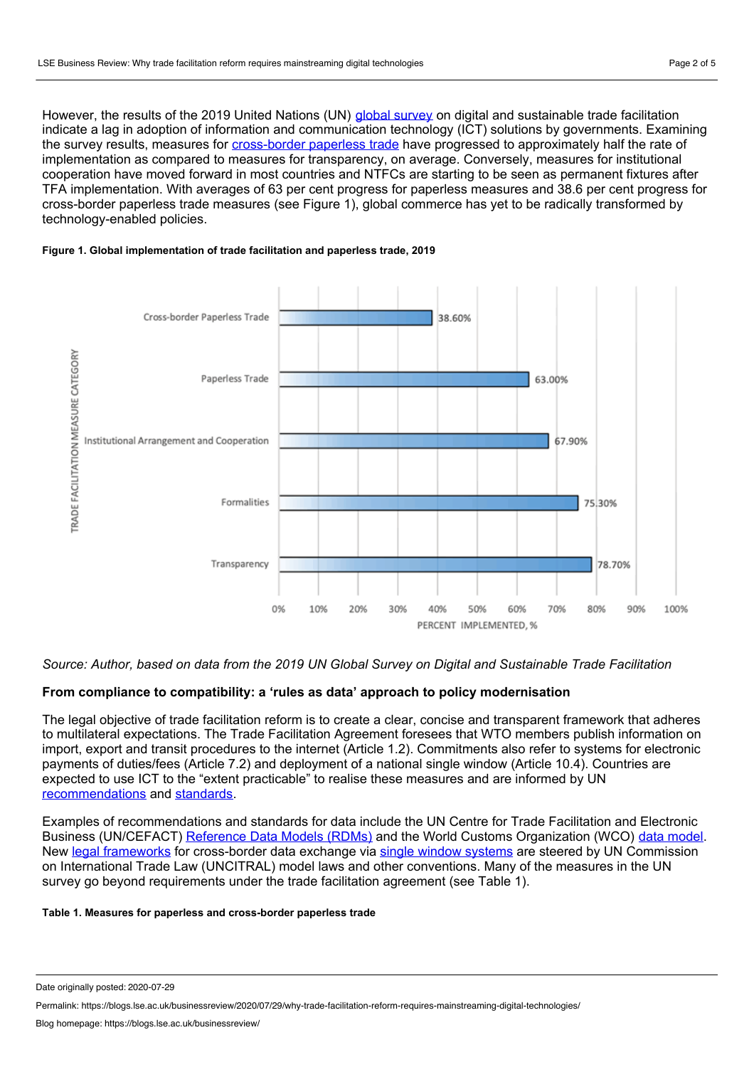However, the results of the 2019 United Nations (UN) global survey on digital and sustainable trade facilitation indicate a lag in adoption of information and communication technology (ICT) solutions by governments. Examining the survey results, measures for cross-border paperless trade have progressed to approximately half the rate of implementation as compared to measures for transparency, on average. Conversely, measures for institutional cooperation have moved forward in most countries and NTFCs are starting to be seen as permanent fixtures after TFA implementation. With averages of 63 per cent progress for paperless measures and 38.6 per cent progress for cross-border paperless trade measures (see Figure 1), global commerce has yet to be radically transformed by technology-enabled policies.

**Figure 1. Global implementation of trade facilitation and paperless trade, 2019**

| TRADE FACILITATION MEASURE CATEGORY | PERCENT IMPLEMENTED, % |
|---|---|
| Cross-border Paperless Trade | 38.60% |
| Paperless Trade | 63.00% |
| Institutional Arrangement and Cooperation | 67.90% |
| Formalities | 75.30% |
| Transparency | 78.70% |

*Source: Author, based on data from the 2019 UN Global Survey on Digital and Sustainable Trade Facilitation*

### From compliance to compatibility: a 'rules as data' approach to policy modernisation

The legal objective of trade facilitation reform is to create a clear, concise and transparent framework that adheres to multilateral expectations. The Trade Facilitation Agreement foresees that WTO members publish information on import, export and transit procedures to the internet (Article 1.2). Commitments also refer to systems for electronic payments of duties/fees (Article 7.2) and deployment of a national single window (Article 10.4). Countries are expected to use ICT to the "extent practicable" to realise these measures and are informed by UN recommendations and standards.

Examples of recommendations and standards for data include the UN Centre for Trade Facilitation and Electronic Business (UN/CEFACT) Reference Data Models (RDMs) and the World Customs Organization (WCO) data model. New legal frameworks for cross-border data exchange via single window systems are steered by UN Commission on International Trade Law (UNCITRAL) model laws and other conventions. Many of the measures in the UN survey go beyond requirements under the trade facilitation agreement (see Table 1).

**Table 1. Measures for paperless and cross-border paperless trade**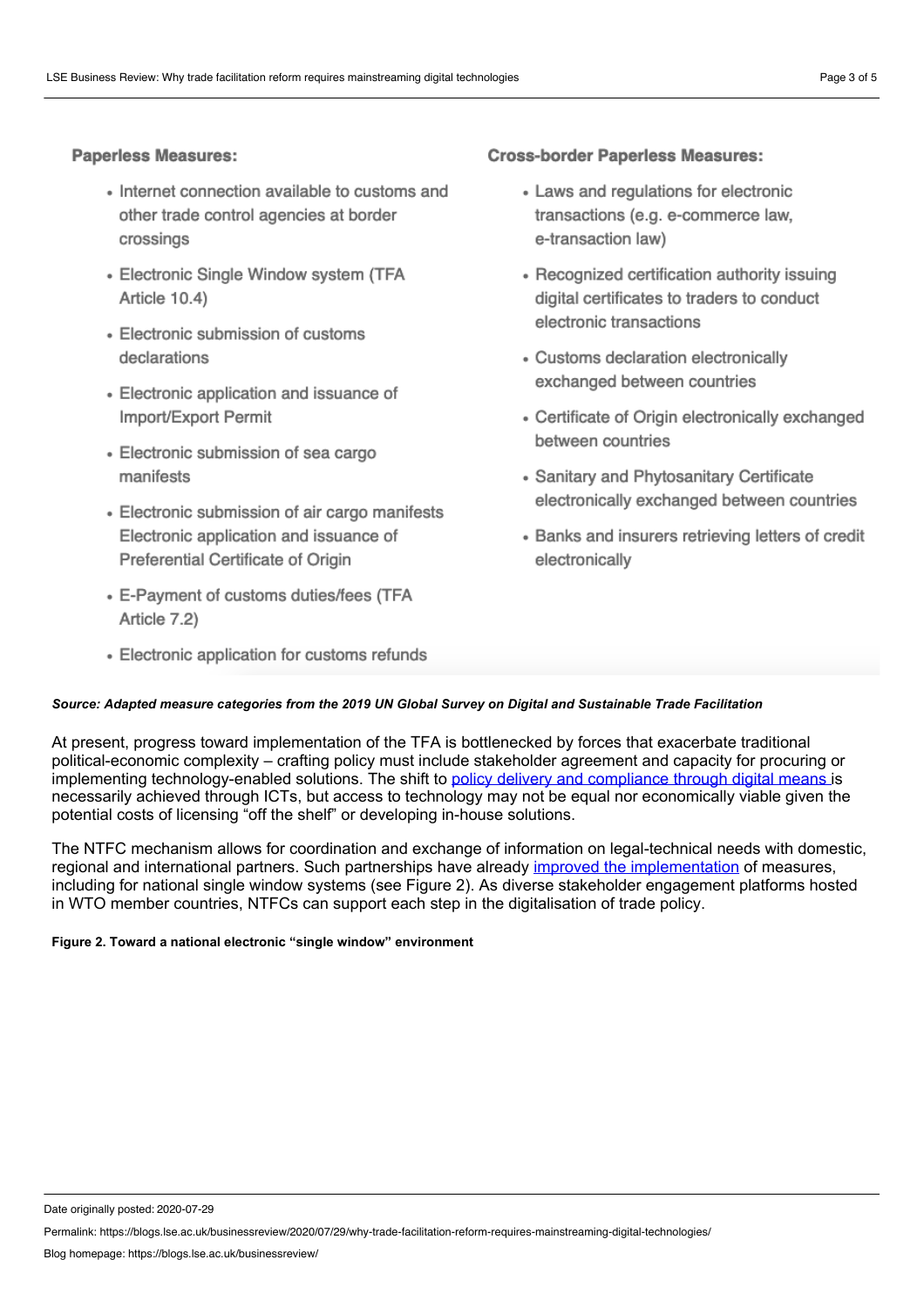**Paperless Measures:**

- Internet connection available to customs and other trade control agencies at border crossings
- Electronic Single Window system (TFA Article 10.4)
- Electronic submission of customs declarations
- Electronic application and issuance of Import/Export Permit
- Electronic submission of sea cargo manifests
- Electronic submission of air cargo manifests Electronic application and issuance of Preferential Certificate of Origin
- E-Payment of customs duties/fees (TFA Article 7.2)
- Electronic application for customs refunds

**Cross-border Paperless Measures:**

- Laws and regulations for electronic transactions (e.g. e-commerce law, e-transaction law)
- Recognized certification authority issuing digital certificates to traders to conduct electronic transactions
- Customs declaration electronically exchanged between countries
- Certificate of Origin electronically exchanged between countries
- Sanitary and Phytosanitary Certificate electronically exchanged between countries
- Banks and insurers retrieving letters of credit electronically

***Source: Adapted measure categories from the 2019 UN Global Survey on Digital and Sustainable Trade Facilitation***

At present, progress toward implementation of the TFA is bottlenecked by forces that exacerbate traditional political-economic complexity – crafting policy must include stakeholder agreement and capacity for procuring or implementing technology-enabled solutions. The shift to policy delivery and compliance through digital means is necessarily achieved through ICTs, but access to technology may not be equal nor economically viable given the potential costs of licensing "off the shelf" or developing in-house solutions.

The NTFC mechanism allows for coordination and exchange of information on legal-technical needs with domestic, regional and international partners. Such partnerships have already improved the implementation of measures, including for national single window systems (see Figure 2). As diverse stakeholder engagement platforms hosted in WTO member countries, NTFCs can support each step in the digitalisation of trade policy.

**Figure 2. Toward a national electronic "single window" environment**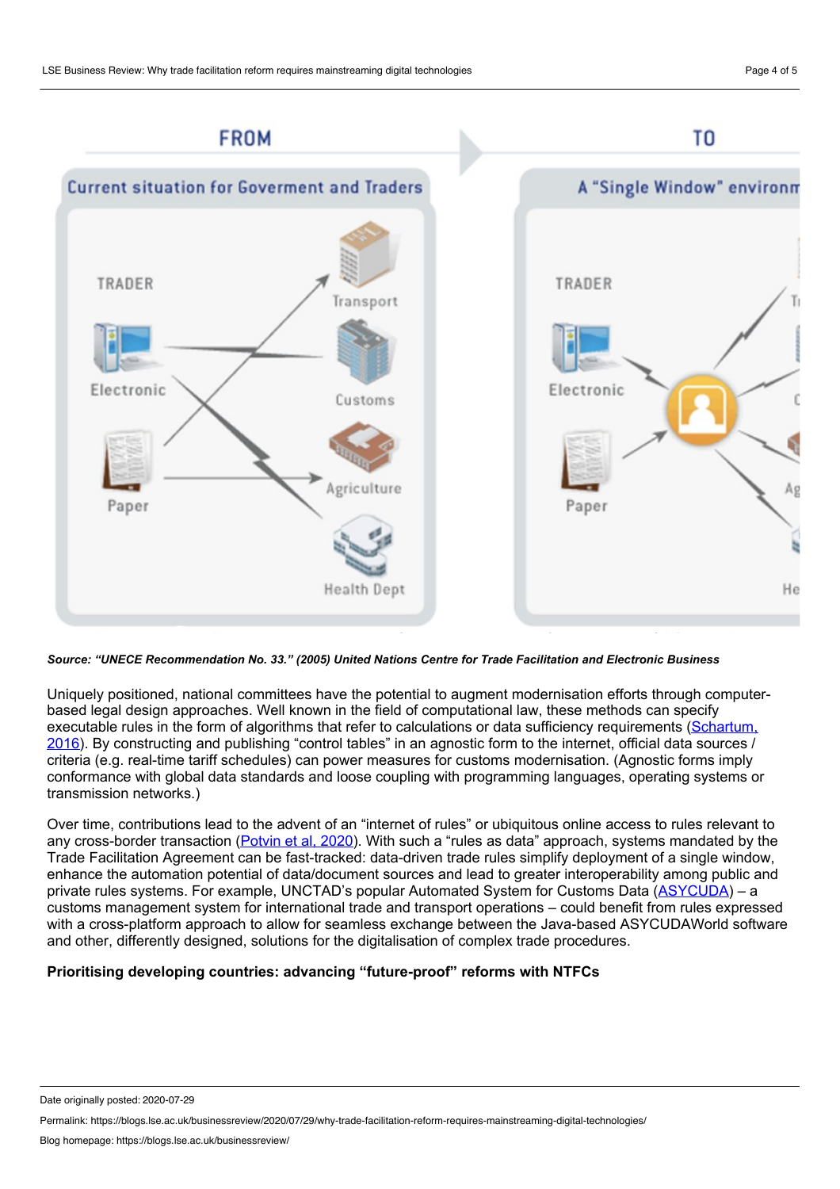***Source: "UNECE Recommendation No. 33." (2005) United Nations Centre for Trade Facilitation and Electronic Business***

Uniquely positioned, national committees have the potential to augment modernisation efforts through computer-based legal design approaches. Well known in the field of computational law, these methods can specify executable rules in the form of algorithms that refer to calculations or data sufficiency requirements (Schartum, 2016). By constructing and publishing "control tables" in an agnostic form to the internet, official data sources / criteria (e.g. real-time tariff schedules) can power measures for customs modernisation. (Agnostic forms imply conformance with global data standards and loose coupling with programming languages, operating systems or transmission networks.)

Over time, contributions lead to the advent of an "internet of rules" or ubiquitous online access to rules relevant to any cross-border transaction (Potvin et al, 2020). With such a "rules as data" approach, systems mandated by the Trade Facilitation Agreement can be fast-tracked: data-driven trade rules simplify deployment of a single window, enhance the automation potential of data/document sources and lead to greater interoperability among public and private rules systems. For example, UNCTAD's popular Automated System for Customs Data (ASYCUDA) – a customs management system for international trade and transport operations – could benefit from rules expressed with a cross-platform approach to allow for seamless exchange between the Java-based ASYCUDAWorld software and other, differently designed, solutions for the digitalisation of complex trade procedures.

**Prioritising developing countries: advancing "future-proof" reforms with NTFCs**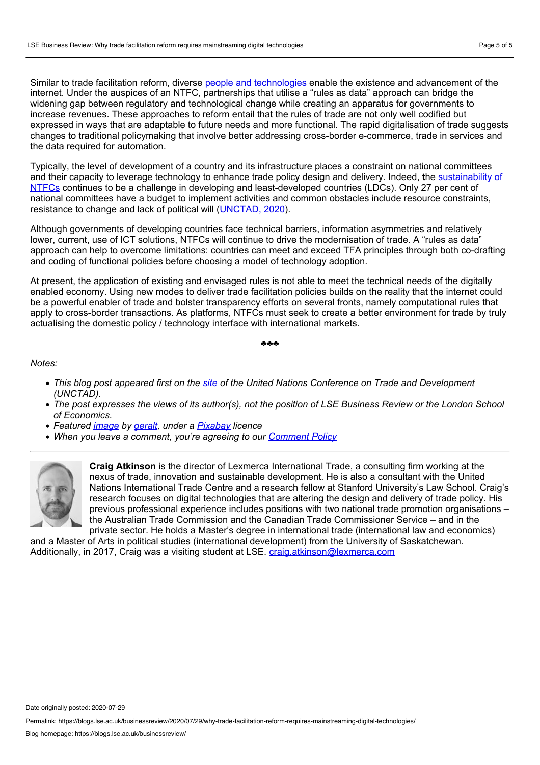Similar to trade facilitation reform, diverse people and technologies enable the existence and advancement of the internet. Under the auspices of an NTFC, partnerships that utilise a "rules as data" approach can bridge the widening gap between regulatory and technological change while creating an apparatus for governments to increase revenues. These approaches to reform entail that the rules of trade are not only well codified but expressed in ways that are adaptable to future needs and more functional. The rapid digitalisation of trade suggests changes to traditional policymaking that involve better addressing cross-border e-commerce, trade in services and the data required for automation.

Typically, the level of development of a country and its infrastructure places a constraint on national committees and their capacity to leverage technology to enhance trade policy design and delivery. Indeed, the sustainability of NTFCs continues to be a challenge in developing and least-developed countries (LDCs). Only 27 per cent of national committees have a budget to implement activities and common obstacles include resource constraints, resistance to change and lack of political will (UNCTAD, 2020).

Although governments of developing countries face technical barriers, information asymmetries and relatively lower, current, use of ICT solutions, NTFCs will continue to drive the modernisation of trade. A "rules as data" approach can help to overcome limitations: countries can meet and exceed TFA principles through both co-drafting and coding of functional policies before choosing a model of technology adoption.

At present, the application of existing and envisaged rules is not able to meet the technical needs of the digitally enabled economy. Using new modes to deliver trade facilitation policies builds on the reality that the internet could be a powerful enabler of trade and bolster transparency efforts on several fronts, namely computational rules that apply to cross-border transactions. As platforms, NTFCs must seek to create a better environment for trade by truly actualising the domestic policy / technology interface with international markets.

♣♣♣

*Notes:*

- *This blog post appeared first on the site of the United Nations Conference on Trade and Development (UNCTAD).*
- *The post expresses the views of its author(s), not the position of LSE Business Review or the London School of Economics.*
- *Featured image by geralt, under a Pixabay licence*
- *When you leave a comment, you're agreeing to our Comment Policy*

**Craig Atkinson** is the director of Lexmerca International Trade, a consulting firm working at the nexus of trade, innovation and sustainable development. He is also a consultant with the United Nations International Trade Centre and a research fellow at Stanford University's Law School. Craig's research focuses on digital technologies that are altering the design and delivery of trade policy. His previous professional experience includes positions with two national trade promotion organisations – the Australian Trade Commission and the Canadian Trade Commissioner Service – and in the private sector. He holds a Master's degree in international trade (international law and economics) and a Master of Arts in political studies (international development) from the University of Saskatchewan. Additionally, in 2017, Craig was a visiting student at LSE. craig.atkinson@lexmerca.com

Date originally posted: 2020-07-29

Permalink: https://blogs.lse.ac.uk/businessreview/2020/07/29/why-trade-facilitation-reform-requires-mainstreaming-digital-technologies/

Blog homepage: https://blogs.lse.ac.uk/businessreview/